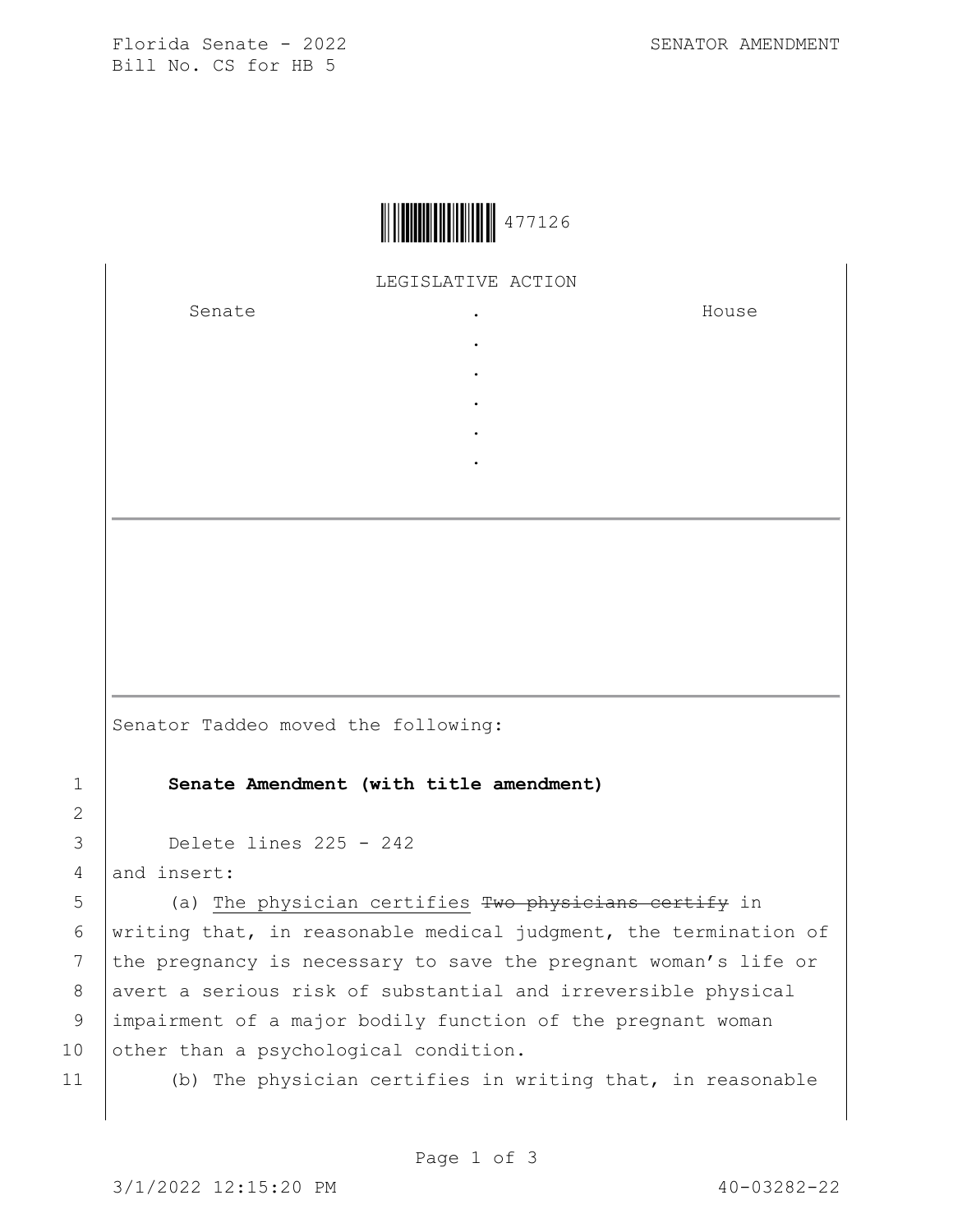Florida Senate - 2022
Bill No. CS for HB 5

SENATOR AMENDMENT

477126

LEGISLATIVE ACTION

| Senate | . | House |
| --- | --- | --- |
| | . | |
| | . | |
| | . | |
| | . | |
| | . | |

Senator Taddeo moved the following:

1 **Senate Amendment (with title amendment)**

2

3 Delete lines 225 - 242

4 and insert:

5 (a) <u>The physician certifies</u> ~~Two physicians certify~~ in

6 writing that, in reasonable medical judgment, the termination of

7 the pregnancy is necessary to save the pregnant woman's life or

8 avert a serious risk of substantial and irreversible physical

9 impairment of a major bodily function of the pregnant woman

10 other than a psychological condition.

11 (b) The physician certifies in writing that, in reasonable

3/1/2022 12:15:20 PM 40-03282-22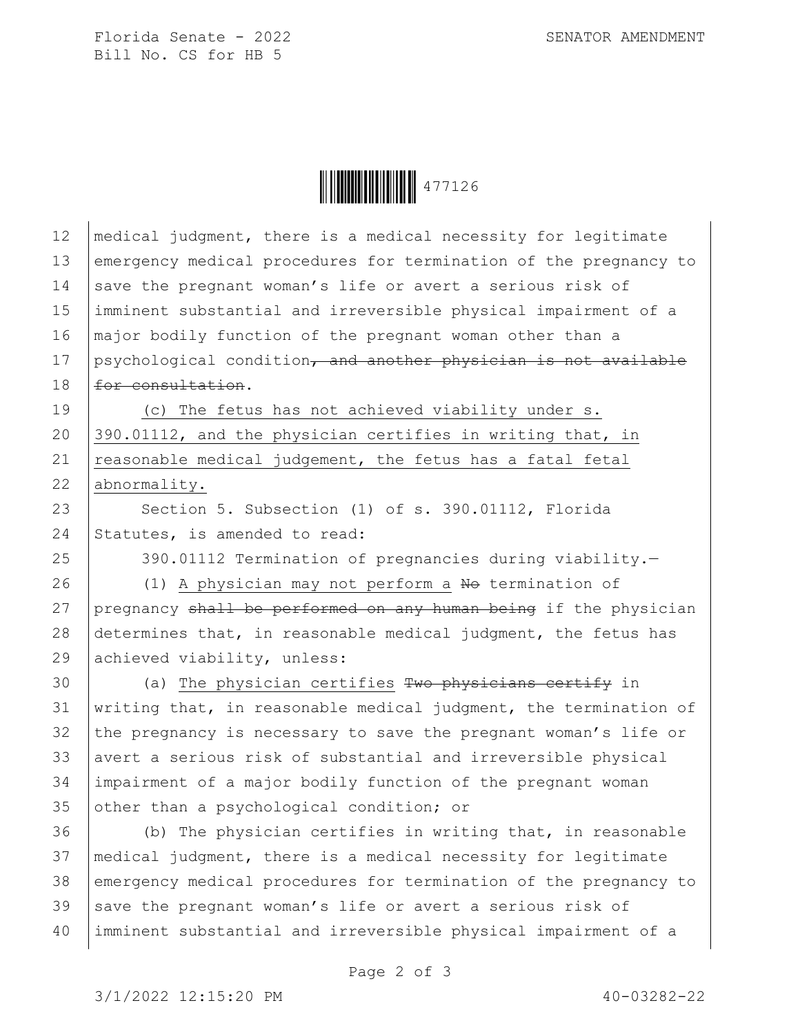medical judgment, there is a medical necessity for legitimate emergency medical procedures for termination of the pregnancy to save the pregnant woman's life or avert a serious risk of imminent substantial and irreversible physical impairment of a major bodily function of the pregnant woman other than a psychological condition~~, and another physician is not available for consultation~~.

<u>(c) The fetus has not achieved viability under s. 390.01112, and the physician certifies in writing that, in reasonable medical judgement, the fetus has a fatal fetal abnormality.</u>

Section 5. Subsection (1) of s. 390.01112, Florida Statutes, is amended to read:

390.01112 Termination of pregnancies during viability.—

(1) <u>A physician may not perform a</u> ~~No~~ termination of pregnancy ~~shall be performed on any human being~~ if the physician determines that, in reasonable medical judgment, the fetus has achieved viability, unless:

(a) <u>The physician certifies</u> ~~Two physicians certify~~ in writing that, in reasonable medical judgment, the termination of the pregnancy is necessary to save the pregnant woman's life or avert a serious risk of substantial and irreversible physical impairment of a major bodily function of the pregnant woman other than a psychological condition; or

(b) The physician certifies in writing that, in reasonable medical judgment, there is a medical necessity for legitimate emergency medical procedures for termination of the pregnancy to save the pregnant woman's life or avert a serious risk of imminent substantial and irreversible physical impairment of a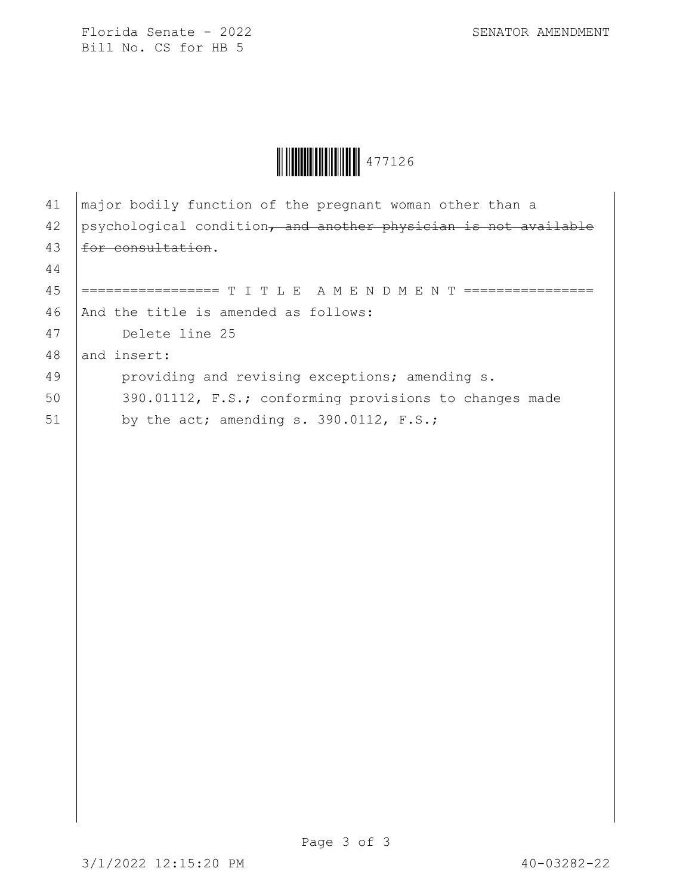major bodily function of the pregnant woman other than a psychological condition~~, and another physician is not available for consultation~~.

================= T I T L E  A M E N D M E N T ================

And the title is amended as follows:

Delete line 25

and insert:

providing and revising exceptions; amending s. 390.01112, F.S.; conforming provisions to changes made by the act; amending s. 390.0112, F.S.;